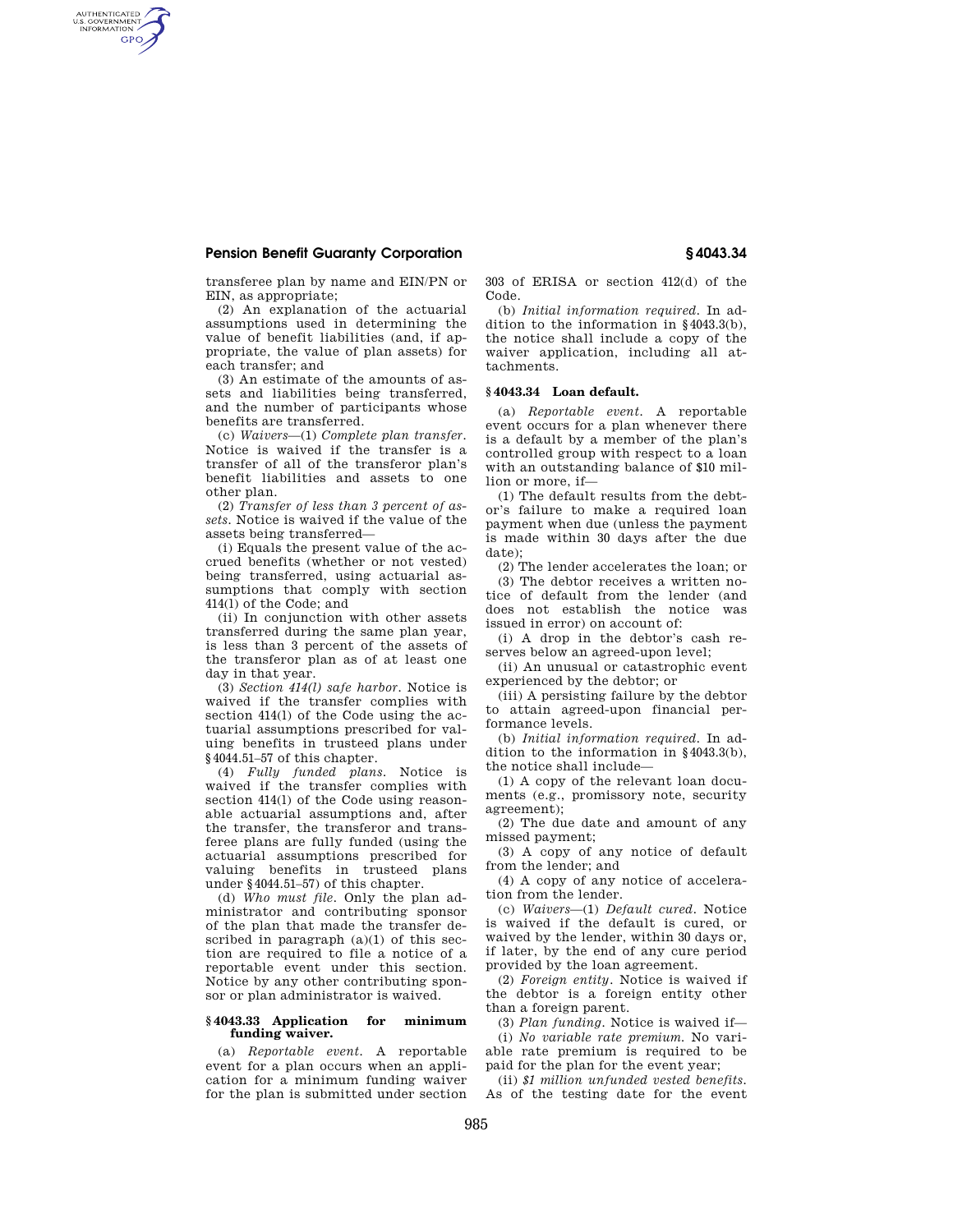transferee plan by name and EIN/PN or EIN, as appropriate;

(2) An explanation of the actuarial assumptions used in determining the value of benefit liabilities (and, if appropriate, the value of plan assets) for each transfer; and

(3) An estimate of the amounts of assets and liabilities being transferred, and the number of participants whose benefits are transferred.

(c) *Waivers*—(1) *Complete plan transfer.* Notice is waived if the transfer is a transfer of all of the transferor plan's benefit liabilities and assets to one other plan.

(2) *Transfer of less than 3 percent of assets.* Notice is waived if the value of the assets being transferred—

(i) Equals the present value of the accrued benefits (whether or not vested) being transferred, using actuarial assumptions that comply with section 414(l) of the Code; and

(ii) In conjunction with other assets transferred during the same plan year, is less than 3 percent of the assets of the transferor plan as of at least one day in that year.

(3) *Section 414(l) safe harbor.* Notice is waived if the transfer complies with section 414(l) of the Code using the actuarial assumptions prescribed for valuing benefits in trusteed plans under §4044.51–57 of this chapter.

(4) *Fully funded plans.* Notice is waived if the transfer complies with section 414(l) of the Code using reasonable actuarial assumptions and, after the transfer, the transferor and transferee plans are fully funded (using the actuarial assumptions prescribed for valuing benefits in trusteed plans under §4044.51–57) of this chapter.

(d) *Who must file.* Only the plan administrator and contributing sponsor of the plan that made the transfer described in paragraph (a)(1) of this section are required to file a notice of a reportable event under this section. Notice by any other contributing sponsor or plan administrator is waived.

## §4043.33 Application for minimum funding waiver.

(a) *Reportable event.* A reportable event for a plan occurs when an application for a minimum funding waiver for the plan is submitted under section 303 of ERISA or section 412(d) of the Code.

(b) *Initial information required.* In addition to the information in §4043.3(b), the notice shall include a copy of the waiver application, including all attachments.

## §4043.34 Loan default.

(a) *Reportable event.* A reportable event occurs for a plan whenever there is a default by a member of the plan's controlled group with respect to a loan with an outstanding balance of $10 million or more, if—

(1) The default results from the debtor's failure to make a required loan payment when due (unless the payment is made within 30 days after the due date);

(2) The lender accelerates the loan; or

(3) The debtor receives a written notice of default from the lender (and does not establish the notice was issued in error) on account of:

(i) A drop in the debtor's cash reserves below an agreed-upon level;

(ii) An unusual or catastrophic event experienced by the debtor; or

(iii) A persisting failure by the debtor to attain agreed-upon financial performance levels.

(b) *Initial information required.* In addition to the information in §4043.3(b), the notice shall include—

(1) A copy of the relevant loan documents (e.g., promissory note, security agreement);

(2) The due date and amount of any missed payment;

(3) A copy of any notice of default from the lender; and

(4) A copy of any notice of acceleration from the lender.

(c) *Waivers*—(1) *Default cured.* Notice is waived if the default is cured, or waived by the lender, within 30 days or, if later, by the end of any cure period provided by the loan agreement.

(2) *Foreign entity.* Notice is waived if the debtor is a foreign entity other than a foreign parent.

(3) *Plan funding.* Notice is waived if—

(i) *No variable rate premium.* No variable rate premium is required to be paid for the plan for the event year;

(ii) *$1 million unfunded vested benefits.* As of the testing date for the event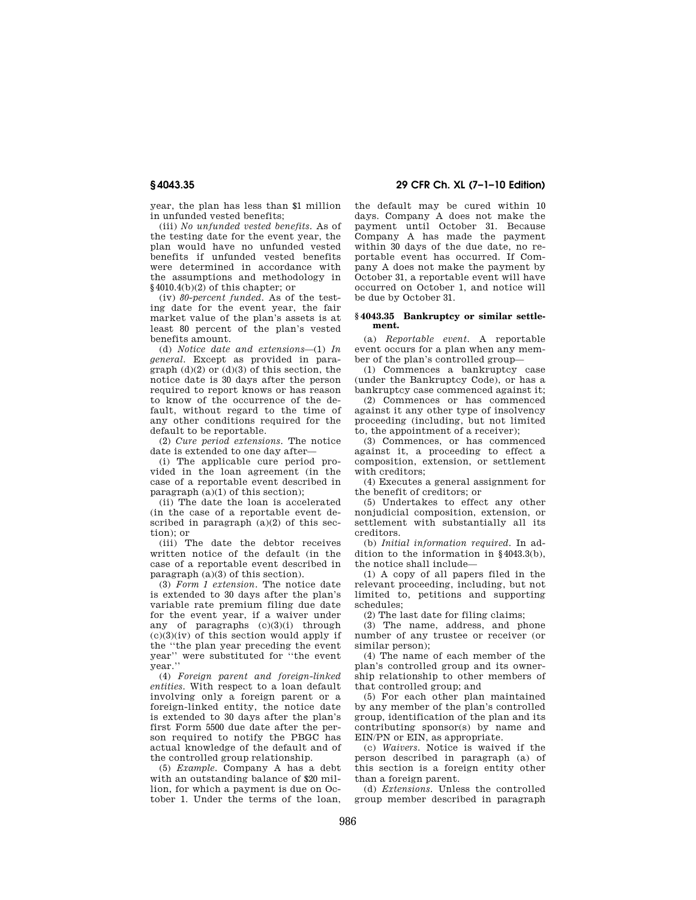year, the plan has less than $1 million in unfunded vested benefits;

(iii) *No unfunded vested benefits.* As of the testing date for the event year, the plan would have no unfunded vested benefits if unfunded vested benefits were determined in accordance with the assumptions and methodology in §4010.4(b)(2) of this chapter; or

(iv) *80-percent funded.* As of the testing date for the event year, the fair market value of the plan's assets is at least 80 percent of the plan's vested benefits amount.

(d) *Notice date and extensions*—(1) *In general.* Except as provided in paragraph (d)(2) or (d)(3) of this section, the notice date is 30 days after the person required to report knows or has reason to know of the occurrence of the default, without regard to the time of any other conditions required for the default to be reportable.

(2) *Cure period extensions.* The notice date is extended to one day after—

(i) The applicable cure period provided in the loan agreement (in the case of a reportable event described in paragraph (a)(1) of this section);

(ii) The date the loan is accelerated (in the case of a reportable event described in paragraph (a)(2) of this section); or

(iii) The date the debtor receives written notice of the default (in the case of a reportable event described in paragraph (a)(3) of this section).

(3) *Form 1 extension.* The notice date is extended to 30 days after the plan's variable rate premium filing due date for the event year, if a waiver under any of paragraphs (c)(3)(i) through (c)(3)(iv) of this section would apply if the "the plan year preceding the event year" were substituted for "the event year."

(4) *Foreign parent and foreign-linked entities.* With respect to a loan default involving only a foreign parent or a foreign-linked entity, the notice date is extended to 30 days after the plan's first Form 5500 due date after the person required to notify the PBGC has actual knowledge of the default and of the controlled group relationship.

(5) *Example.* Company A has a debt with an outstanding balance of $20 million, for which a payment is due on October 1. Under the terms of the loan, the default may be cured within 10 days. Company A does not make the payment until October 31. Because Company A has made the payment within 30 days of the due date, no reportable event has occurred. If Company A does not make the payment by October 31, a reportable event will have occurred on October 1, and notice will be due by October 31.

### §4043.35 Bankruptcy or similar settlement.

(a) *Reportable event.* A reportable event occurs for a plan when any member of the plan's controlled group—

(1) Commences a bankruptcy case (under the Bankruptcy Code), or has a bankruptcy case commenced against it;

(2) Commences or has commenced against it any other type of insolvency proceeding (including, but not limited to, the appointment of a receiver);

(3) Commences, or has commenced against it, a proceeding to effect a composition, extension, or settlement with creditors;

(4) Executes a general assignment for the benefit of creditors; or

(5) Undertakes to effect any other nonjudicial composition, extension, or settlement with substantially all its creditors.

(b) *Initial information required.* In addition to the information in §4043.3(b), the notice shall include—

(1) A copy of all papers filed in the relevant proceeding, including, but not limited to, petitions and supporting schedules;

(2) The last date for filing claims;

(3) The name, address, and phone number of any trustee or receiver (or similar person);

(4) The name of each member of the plan's controlled group and its ownership relationship to other members of that controlled group; and

(5) For each other plan maintained by any member of the plan's controlled group, identification of the plan and its contributing sponsor(s) by name and EIN/PN or EIN, as appropriate.

(c) *Waivers.* Notice is waived if the person described in paragraph (a) of this section is a foreign entity other than a foreign parent.

(d) *Extensions.* Unless the controlled group member described in paragraph